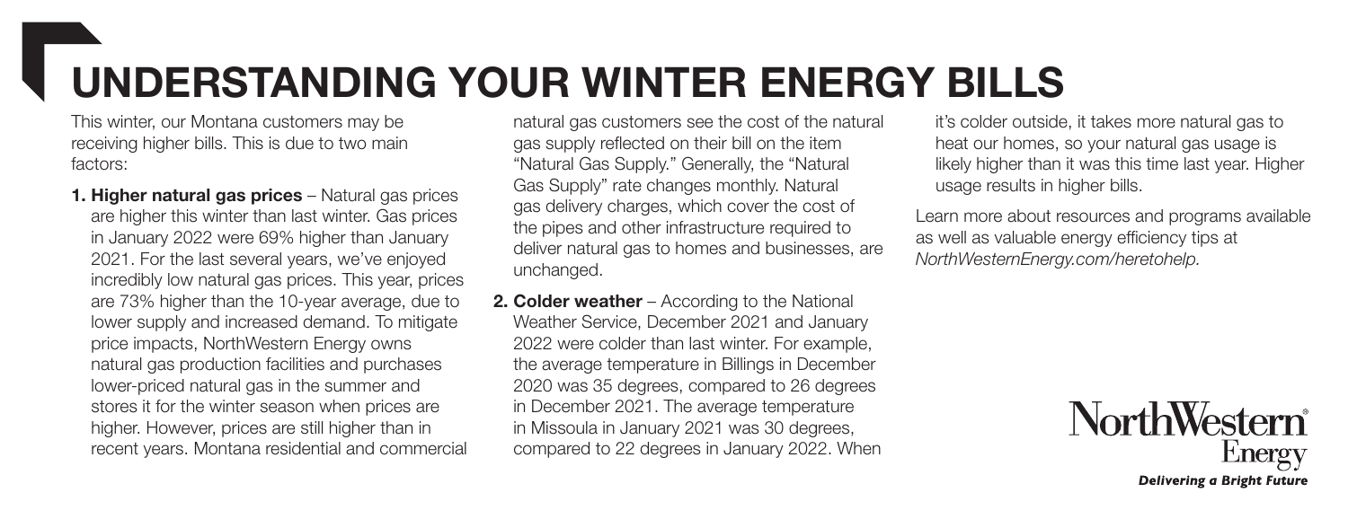# UNDERSTANDING YOUR WINTER ENERGY BILLS

This winter, our Montana customers may be receiving higher bills. This is due to two main factors:

1. **Higher natural gas prices** – Natural gas prices are higher this winter than last winter. Gas prices in January 2022 were 69% higher than January 2021. For the last several years, we've enjoyed incredibly low natural gas prices. This year, prices are 73% higher than the 10-year average, due to lower supply and increased demand. To mitigate price impacts, NorthWestern Energy owns natural gas production facilities and purchases lower-priced natural gas in the summer and stores it for the winter season when prices are higher. However, prices are still higher than in recent years. Montana residential and commercial natural gas customers see the cost of the natural gas supply reflected on their bill on the item "Natural Gas Supply." Generally, the "Natural Gas Supply" rate changes monthly. Natural gas delivery charges, which cover the cost of the pipes and other infrastructure required to deliver natural gas to homes and businesses, are unchanged.

2. **Colder weather** – According to the National Weather Service, December 2021 and January 2022 were colder than last winter. For example, the average temperature in Billings in December 2020 was 35 degrees, compared to 26 degrees in December 2021. The average temperature in Missoula in January 2021 was 30 degrees, compared to 22 degrees in January 2022. When it's colder outside, it takes more natural gas to heat our homes, so your natural gas usage is likely higher than it was this time last year. Higher usage results in higher bills.

Learn more about resources and programs available as well as valuable energy efficiency tips at *NorthWesternEnergy.com/heretohelp.*

NorthWestern Energy

*Delivering a Bright Future*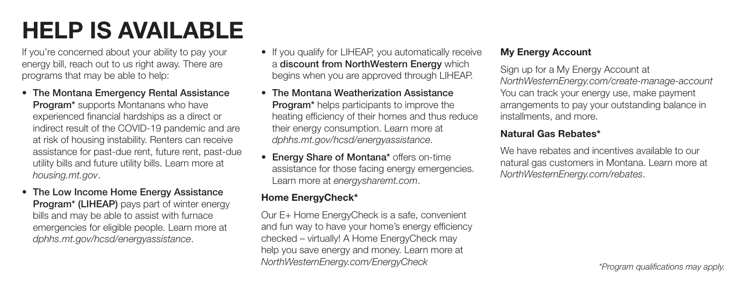# HELP IS AVAILABLE

If you're concerned about your ability to pay your energy bill, reach out to us right away. There are programs that may be able to help:

- **The Montana Emergency Rental Assistance Program*** supports Montanans who have experienced financial hardships as a direct or indirect result of the COVID-19 pandemic and are at risk of housing instability. Renters can receive assistance for past-due rent, future rent, past-due utility bills and future utility bills. Learn more at *housing.mt.gov*.
- **The Low Income Home Energy Assistance Program* (LIHEAP)** pays part of winter energy bills and may be able to assist with furnace emergencies for eligible people. Learn more at *dphhs.mt.gov/hcsd/energyassistance*.
- If you qualify for LIHEAP, you automatically receive a **discount from NorthWestern Energy** which begins when you are approved through LIHEAP.
- **The Montana Weatherization Assistance Program*** helps participants to improve the heating efficiency of their homes and thus reduce their energy consumption. Learn more at *dphhs.mt.gov/hcsd/energyassistance*.
- **Energy Share of Montana*** offers on-time assistance for those facing energy emergencies. Learn more at *energysharemt.com*.

### Home EnergyCheck*

Our E+ Home EnergyCheck is a safe, convenient and fun way to have your home's energy efficiency checked – virtually! A Home EnergyCheck may help you save energy and money. Learn more at *NorthWesternEnergy.com/EnergyCheck*

### My Energy Account

Sign up for a My Energy Account at *NorthWesternEnergy.com/create-manage-account* You can track your energy use, make payment arrangements to pay your outstanding balance in installments, and more.

### Natural Gas Rebates*

We have rebates and incentives available to our natural gas customers in Montana. Learn more at *NorthWesternEnergy.com/rebates*.

*\*Program qualifications may apply.*